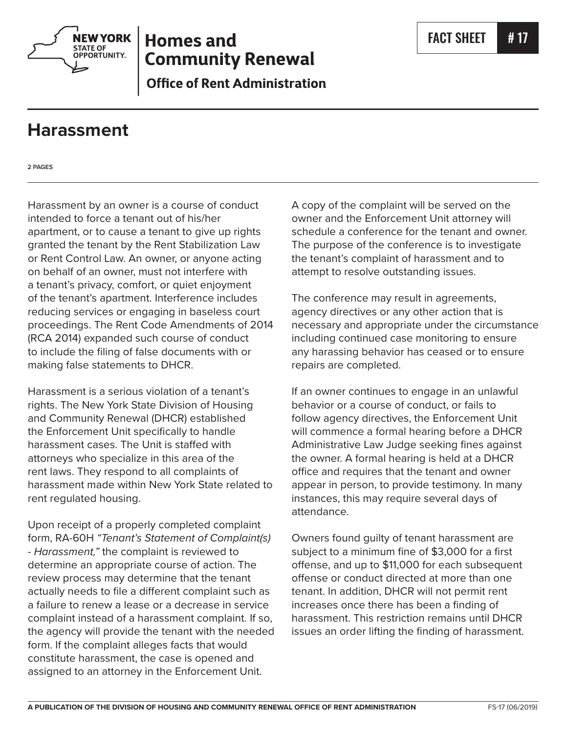# Homes and Community Renewal

**Office of Rent Administration**

FACT SHEET # 17

## Harassment

**2 PAGES**

Harassment by an owner is a course of conduct intended to force a tenant out of his/her apartment, or to cause a tenant to give up rights granted the tenant by the Rent Stabilization Law or Rent Control Law. An owner, or anyone acting on behalf of an owner, must not interfere with a tenant's privacy, comfort, or quiet enjoyment of the tenant's apartment. Interference includes reducing services or engaging in baseless court proceedings. The Rent Code Amendments of 2014 (RCA 2014) expanded such course of conduct to include the filing of false documents with or making false statements to DHCR.

Harassment is a serious violation of a tenant's rights. The New York State Division of Housing and Community Renewal (DHCR) established the Enforcement Unit specifically to handle harassment cases. The Unit is staffed with attorneys who specialize in this area of the rent laws. They respond to all complaints of harassment made within New York State related to rent regulated housing.

Upon receipt of a properly completed complaint form, RA-60H *"Tenant's Statement of Complaint(s) - Harassment,"* the complaint is reviewed to determine an appropriate course of action. The review process may determine that the tenant actually needs to file a different complaint such as a failure to renew a lease or a decrease in service complaint instead of a harassment complaint. If so, the agency will provide the tenant with the needed form. If the complaint alleges facts that would constitute harassment, the case is opened and assigned to an attorney in the Enforcement Unit.

A copy of the complaint will be served on the owner and the Enforcement Unit attorney will schedule a conference for the tenant and owner. The purpose of the conference is to investigate the tenant's complaint of harassment and to attempt to resolve outstanding issues.

The conference may result in agreements, agency directives or any other action that is necessary and appropriate under the circumstance including continued case monitoring to ensure any harassing behavior has ceased or to ensure repairs are completed.

If an owner continues to engage in an unlawful behavior or a course of conduct, or fails to follow agency directives, the Enforcement Unit will commence a formal hearing before a DHCR Administrative Law Judge seeking fines against the owner. A formal hearing is held at a DHCR office and requires that the tenant and owner appear in person, to provide testimony. In many instances, this may require several days of attendance.

Owners found guilty of tenant harassment are subject to a minimum fine of $3,000 for a first offense, and up to $11,000 for each subsequent offense or conduct directed at more than one tenant. In addition, DHCR will not permit rent increases once there has been a finding of harassment. This restriction remains until DHCR issues an order lifting the finding of harassment.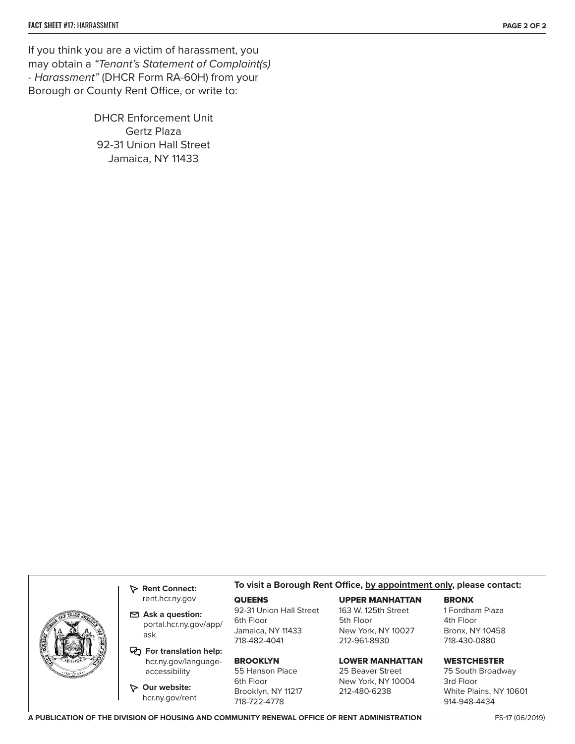If you think you are a victim of harassment, you may obtain a *"Tenant's Statement of Complaint(s) - Harassment"* (DHCR Form RA-60H) from your Borough or County Rent Office, or write to:

DHCR Enforcement Unit
Gertz Plaza
92-31 Union Hall Street
Jamaica, NY 11433

**Rent Connect:** rent.hcr.ny.gov

**Ask a question:** portal.hcr.ny.gov/app/ask

**For translation help:** hcr.ny.gov/language-accessibility

**Our website:** hcr.ny.gov/rent

**To visit a Borough Rent Office, by appointment only, please contact:**

**QUEENS**
92-31 Union Hall Street
6th Floor
Jamaica, NY 11433
718-482-4041

**BROOKLYN**
55 Hanson Place
6th Floor
Brooklyn, NY 11217
718-722-4778

**UPPER MANHATTAN**
163 W. 125th Street
5th Floor
New York, NY 10027
212-961-8930

**LOWER MANHATTAN**
25 Beaver Street
New York, NY 10004
212-480-6238

**BRONX**
1 Fordham Plaza
4th Floor
Bronx, NY 10458
718-430-0880

**WESTCHESTER**
75 South Broadway
3rd Floor
White Plains, NY 10601
914-948-4434

**A PUBLICATION OF THE DIVISION OF HOUSING AND COMMUNITY RENEWAL OFFICE OF RENT ADMINISTRATION**

FS-17 (06/2019)